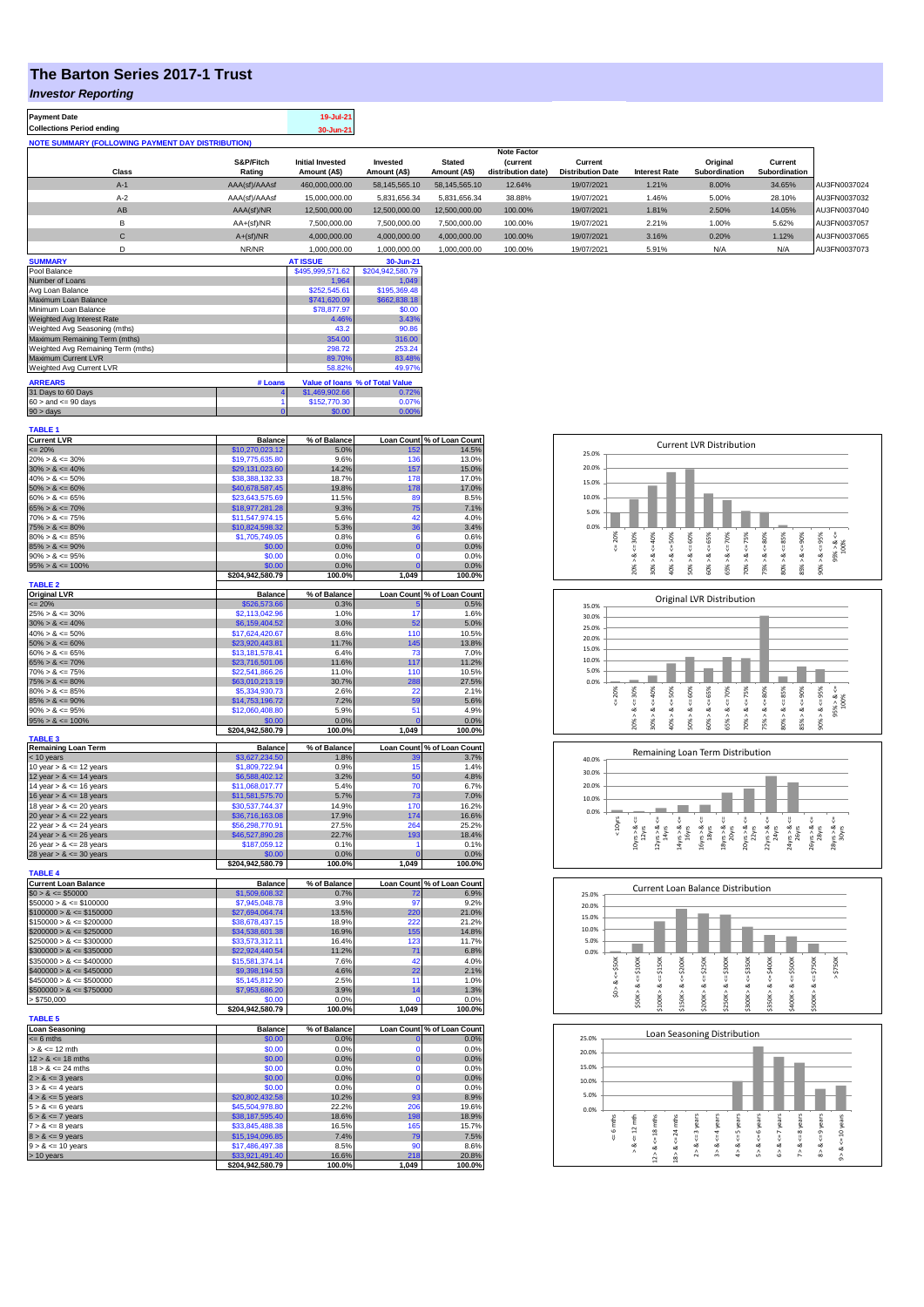# The Barton Series 2017-1 Trust

## *Investor Reporting*

| | |
|---|---|
| **Payment Date** | 19-Jul-21 |
| **Collections Period ending** | 30-Jun-21 |

**NOTE SUMMARY (FOLLOWING PAYMENT DAY DISTRIBUTION)**

| Class | S&P/Fitch Rating | Initial Invested Amount (A$) | Invested Amount (A$) | Stated Amount (A$) | Note Factor (current distribution date) | Current Distribution Date | Interest Rate | Original Subordination | Current Subordination | |
|---|---|---|---|---|---|---|---|---|---|---|
| A-1 | AAA(sf)/AAAsf | 460,000,000.00 | 58,145,565.10 | 58,145,565.10 | 12.64% | 19/07/2021 | 1.21% | 8.00% | 34.65% | AU3FN0037024 |
| A-2 | AAA(sf)/AAAsf | 15,000,000.00 | 5,831,656.34 | 5,831,656.34 | 38.88% | 19/07/2021 | 1.46% | 5.00% | 28.10% | AU3FN0037032 |
| AB | AAA(sf)/NR | 12,500,000.00 | 12,500,000.00 | 12,500,000.00 | 100.00% | 19/07/2021 | 1.81% | 2.50% | 14.05% | AU3FN0037040 |
| B | AA+(sf)/NR | 7,500,000.00 | 7,500,000.00 | 7,500,000.00 | 100.00% | 19/07/2021 | 2.21% | 1.00% | 5.62% | AU3FN0037057 |
| C | A+(sf)/NR | 4,000,000.00 | 4,000,000.00 | 4,000,000.00 | 100.00% | 19/07/2021 | 3.16% | 0.20% | 1.12% | AU3FN0037065 |
| D | NR/NR | 1,000,000.00 | 1,000,000.00 | 1,000,000.00 | 100.00% | 19/07/2021 | 5.91% | N/A | N/A | AU3FN0037073 |

| SUMMARY | AT ISSUE | 30-Jun-21 |
|---|---|---|
| Pool Balance | $495,999,571.62 | $204,942,580.79 |
| Number of Loans | 1,964 | 1,049 |
| Avg Loan Balance | $252,545.61 | $195,369.48 |
| Maximum Loan Balance | $741,620.09 | $662,838.18 |
| Minimum Loan Balance | $78,877.97 | $0.00 |
| Weighted Avg Interest Rate | 4.46% | 3.43% |
| Weighted Avg Seasoning (mths) | 43.2 | 90.86 |
| Maximum Remaining Term (mths) | 354.00 | 316.00 |
| Weighted Avg Remaining Term (mths) | 298.72 | 253.24 |
| Maximum Current LVR | 89.70% | 83.48% |
| Weighted Avg Current LVR | 58.82% | 49.97% |

| ARREARS | # Loans | Value of loans | % of Total Value |
|---|---|---|---|
| 31 Days to 60 Days | 4 | $1,469,902.66 | 0.72% |
| 60 > and <= 90 days | 1 | $152,770.30 | 0.07% |
| 90 > days | 0 | $0.00 | 0.00% |

**TABLE 1**

| Current LVR | Balance | % of Balance | Loan Count | % of Loan Count |
|---|---|---|---|---|
| <= 20% | $10,270,023.12 | 5.0% | 152 | 14.5% |
| 20% > & <= 30% | $19,775,635.80 | 9.6% | 136 | 13.0% |
| 30% > & <= 40% | $29,131,023.60 | 14.2% | 157 | 15.0% |
| 40% > & <= 50% | $38,388,132.33 | 18.7% | 178 | 17.0% |
| 50% > & <= 60% | $40,678,587.45 | 19.8% | 178 | 17.0% |
| 60% > & <= 65% | $23,643,575.69 | 11.5% | 89 | 8.5% |
| 65% > & <= 70% | $18,977,281.28 | 9.3% | 75 | 7.1% |
| 70% > & <= 75% | $11,547,974.15 | 5.6% | 42 | 4.0% |
| 75% > & <= 80% | $10,824,598.32 | 5.3% | 36 | 3.4% |
| 80% > & <= 85% | $1,705,749.05 | 0.8% | 6 | 0.6% |
| 85% > & <= 90% | $0.00 | 0.0% | 0 | 0.0% |
| 90% > & <= 95% | $0.00 | 0.0% | 0 | 0.0% |
| 95% > & <= 100% | $0.00 | 0.0% | 0 | 0.0% |
| | $204,942,580.79 | 100.0% | 1,049 | 100.0% |

**TABLE 2**

| Original LVR | Balance | % of Balance | Loan Count | % of Loan Count |
|---|---|---|---|---|
| <= 20% | $526,573.66 | 0.3% | 5 | 0.5% |
| 25% > & <= 30% | $2,113,042.96 | 1.0% | 17 | 1.6% |
| 30% > & <= 40% | $6,159,404.52 | 3.0% | 52 | 5.0% |
| 40% > & <= 50% | $17,624,420.67 | 8.6% | 110 | 10.5% |
| 50% > & <= 60% | $23,920,443.81 | 11.7% | 145 | 13.8% |
| 60% > & <= 65% | $13,181,578.41 | 6.4% | 73 | 7.0% |
| 65% > & <= 70% | $23,716,501.06 | 11.6% | 117 | 11.2% |
| 70% > & <= 75% | $22,541,866.26 | 11.0% | 110 | 10.5% |
| 75% > & <= 80% | $63,010,213.19 | 30.7% | 288 | 27.5% |
| 80% > & <= 85% | $5,334,930.73 | 2.6% | 22 | 2.1% |
| 85% > & <= 90% | $14,753,196.72 | 7.2% | 59 | 5.6% |
| 90% > & <= 95% | $12,060,408.80 | 5.9% | 51 | 4.9% |
| 95% > & <= 100% | $0.00 | 0.0% | 0 | 0.0% |
| | $204,942,580.79 | 100.0% | 1,049 | 100.0% |

**TABLE 3**

| Remaining Loan Term | Balance | % of Balance | Loan Count | % of Loan Count |
|---|---|---|---|---|
| < 10 years | $3,627,234.50 | 1.8% | 39 | 3.7% |
| 10 year > & <= 12 years | $1,809,722.94 | 0.9% | 15 | 1.4% |
| 12 year > & <= 14 years | $6,588,402.12 | 3.2% | 50 | 4.8% |
| 14 year > & <= 16 years | $11,068,017.77 | 5.4% | 70 | 6.7% |
| 16 year > & <= 18 years | $11,581,575.70 | 5.7% | 73 | 7.0% |
| 18 year > & <= 20 years | $30,537,744.37 | 14.9% | 170 | 16.2% |
| 20 year > & <= 22 years | $36,716,163.08 | 17.9% | 174 | 16.6% |
| 22 year > & <= 24 years | $56,298,770.91 | 27.5% | 264 | 25.2% |
| 24 year > & <= 26 years | $46,527,890.28 | 22.7% | 193 | 18.4% |
| 26 year > & <= 28 years | $187,059.12 | 0.1% | 1 | 0.1% |
| 28 year > & <= 30 years | $0.00 | 0.0% | 0 | 0.0% |
| | $204,942,580.79 | 100.0% | 1,049 | 100.0% |

**TABLE 4**

| Current Loan Balance | Balance | % of Balance | Loan Count | % of Loan Count |
|---|---|---|---|---|
| $0 > & <= $50000 | $1,509,608.32 | 0.7% | 72 | 6.9% |
| $50000 > & <= $100000 | $7,945,048.78 | 3.9% | 97 | 9.2% |
| $100000 > & <= $150000 | $27,694,064.74 | 13.5% | 220 | 21.0% |
| $150000 > & <= $200000 | $38,678,437.15 | 18.9% | 222 | 21.2% |
| $200000 > & <= $250000 | $34,538,601.38 | 16.9% | 155 | 14.8% |
| $250000 > & <= $300000 | $33,573,312.11 | 16.4% | 123 | 11.7% |
| $300000 > & <= $350000 | $22,924,440.54 | 11.2% | 71 | 6.8% |
| $350000 > & <= $400000 | $15,581,374.14 | 7.6% | 42 | 4.0% |
| $400000 > & <= $450000 | $9,398,194.53 | 4.6% | 22 | 2.1% |
| $450000 > & <= $500000 | $5,145,812.90 | 2.5% | 11 | 1.0% |
| $500000 > & <= $750000 | $7,953,686.20 | 3.9% | 14 | 1.3% |
| > $750,000 | $0.00 | 0.0% | 0 | 0.0% |
| | $204,942,580.79 | 100.0% | 1,049 | 100.0% |

**TABLE 5**

| Loan Seasoning | Balance | % of Balance | Loan Count | % of Loan Count |
|---|---|---|---|---|
| <= 6 mths | $0.00 | 0.0% | 0 | 0.0% |
| > & <= 12 mth | $0.00 | 0.0% | 0 | 0.0% |
| 12 > & <= 18 mths | $0.00 | 0.0% | 0 | 0.0% |
| 18 > & <= 24 mths | $0.00 | 0.0% | 0 | 0.0% |
| 2 > & <= 3 years | $0.00 | 0.0% | 0 | 0.0% |
| 3 > & <= 4 years | $0.00 | 0.0% | 0 | 0.0% |
| 4 > & <= 5 years | $20,802,432.58 | 10.2% | 93 | 8.9% |
| 5 > & <= 6 years | $45,504,978.80 | 22.2% | 206 | 19.6% |
| 6 > & <= 7 years | $38,187,595.40 | 18.6% | 198 | 18.9% |
| 7 > & <= 8 years | $33,845,488.38 | 16.5% | 165 | 15.7% |
| 8 > & <= 9 years | $15,194,096.85 | 7.4% | 79 | 7.5% |
| 9 > & <= 10 years | $17,486,497.38 | 8.5% | 90 | 8.6% |
| > 10 years | $33,921,491.40 | 16.6% | 218 | 20.8% |
| | $204,942,580.79 | 100.0% | 1,049 | 100.0% |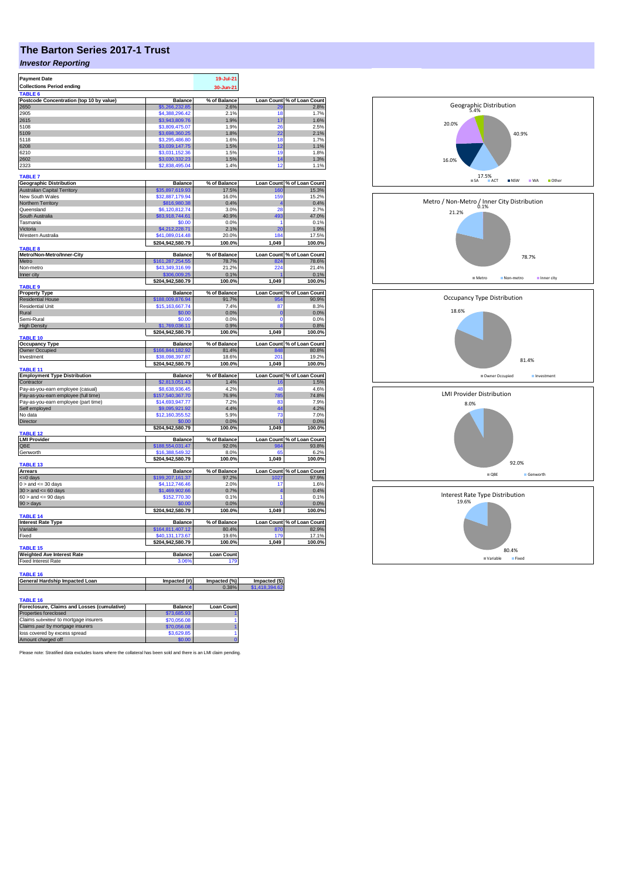# The Barton Series 2017-1 Trust

***Investor Reporting***

| Payment Date | | 19-Jul-21 |
|---|---|---|
| Collections Period ending | | 30-Jun-21 |

**TABLE 6**

| Postcode Concentration (top 10 by value) | Balance | % of Balance | Loan Count | % of Loan Count |
|---|---|---|---|---|
| 2650 | $5,266,232.85 | 2.6% | 29 | 2.8% |
| 2905 | $4,388,296.42 | 2.1% | 18 | 1.7% |
| 2615 | $3,943,809.76 | 1.9% | 17 | 1.6% |
| 5108 | $3,809,475.07 | 1.9% | 26 | 2.5% |
| 5109 | $3,698,360.25 | 1.8% | 22 | 2.1% |
| 5118 | $3,295,486.80 | 1.6% | 18 | 1.7% |
| 6208 | $3,039,147.75 | 1.5% | 12 | 1.1% |
| 6210 | $3,031,152.36 | 1.5% | 19 | 1.8% |
| 2602 | $3,030,332.23 | 1.5% | 14 | 1.3% |
| 2323 | $2,838,495.04 | 1.4% | 12 | 1.1% |

**TABLE 7**

| Geographic Distribution | Balance | % of Balance | Loan Count | % of Loan Count |
|---|---|---|---|---|
| Australian Capital Territory | $35,897,619.93 | 17.5% | 160 | 15.3% |
| New South Wales | $32,887,179.94 | 16.0% | 159 | 15.2% |
| Northern Territory | $816,980.38 | 0.4% | 4 | 0.4% |
| Queensland | $6,120,812.74 | 3.0% | 28 | 2.7% |
| South Australia | $83,918,744.61 | 40.9% | 493 | 47.0% |
| Tasmania | $0.00 | 0.0% | 1 | 0.1% |
| Victoria | $4,212,228.71 | 2.1% | 20 | 1.9% |
| Western Australia | $41,089,014.48 | 20.0% | 184 | 17.5% |
| | $204,942,580.79 | 100.0% | 1,049 | 100.0% |

**TABLE 8**

| Metro/Non-Metro/Inner-City | Balance | % of Balance | Loan Count | % of Loan Count |
|---|---|---|---|---|
| Metro | $161,287,254.55 | 78.7% | 824 | 78.6% |
| Non-metro | $43,349,316.99 | 21.2% | 224 | 21.4% |
| Inner city | $306,009.25 | 0.1% | 1 | 0.1% |
| | $204,942,580.79 | 100.0% | 1,049 | 100.0% |

**TABLE 9**

| Property Type | Balance | % of Balance | Loan Count | % of Loan Count |
|---|---|---|---|---|
| Residential House | $188,009,876.94 | 91.7% | 954 | 90.9% |
| Residential Unit | $15,163,667.74 | 7.4% | 87 | 8.3% |
| Rural | $0.00 | 0.0% | 0 | 0.0% |
| Semi-Rural | $0.00 | 0.0% | 0 | 0.0% |
| High Density | $1,769,036.11 | 0.9% | 8 | 0.8% |
| | $204,942,580.79 | 100.0% | 1,049 | 100.0% |

**TABLE 10**

| Occupancy Type | Balance | % of Balance | Loan Count | % of Loan Count |
|---|---|---|---|---|
| Owner Occupied | $166,844,182.92 | 81.4% | 848 | 80.8% |
| Investment | $38,098,397.87 | 18.6% | 201 | 19.2% |
| | $204,942,580.79 | 100.0% | 1,049 | 100.0% |

**TABLE 11**

| Employment Type Distribution | Balance | % of Balance | Loan Count | % of Loan Count |
|---|---|---|---|---|
| Contractor | $2,813,051.43 | 1.4% | 16 | 1.5% |
| Pay-as-you-earn employee (casual) | $8,638,936.45 | 4.2% | 48 | 4.6% |
| Pay-as-you-earn employee (full time) | $157,540,367.70 | 76.9% | 785 | 74.8% |
| Pay-as-you-earn employee (part time) | $14,693,947.77 | 7.2% | 83 | 7.9% |
| Self employed | $9,095,921.92 | 4.4% | 44 | 4.2% |
| No data | $12,160,355.52 | 5.9% | 73 | 7.0% |
| Director | $0.00 | 0.0% | 0 | 0.0% |
| | $204,942,580.79 | 100.0% | 1,049 | 100.0% |

**TABLE 12**

| LMI Provider | Balance | % of Balance | Loan Count | % of Loan Count |
|---|---|---|---|---|
| QBE | $188,554,031.47 | 92.0% | 984 | 93.8% |
| Genworth | $16,388,549.32 | 8.0% | 65 | 6.2% |
| | $204,942,580.79 | 100.0% | 1,049 | 100.0% |

**TABLE 13**

| Arrears | Balance | % of Balance | Loan Count | % of Loan Count |
|---|---|---|---|---|
| <=0 days | $199,207,161.37 | 97.2% | 1027 | 97.9% |
| 0 > and <= 30 days | $4,112,746.46 | 2.0% | 17 | 1.6% |
| 30 > and <= 60 days | $1,469,902.66 | 0.7% | 4 | 0.4% |
| 60 > and <= 90 days | $152,770.30 | 0.1% | 1 | 0.1% |
| 90 > days | $0.00 | 0.0% | 0 | 0.0% |
| | $204,942,580.79 | 100.0% | 1,049 | 100.0% |

**TABLE 14**

| Interest Rate Type | Balance | % of Balance | Loan Count | % of Loan Count |
|---|---|---|---|---|
| Variable | $164,811,407.12 | 80.4% | 870 | 82.9% |
| Fixed | $40,131,173.67 | 19.6% | 179 | 17.1% |
| | $204,942,580.79 | 100.0% | 1,049 | 100.0% |

**TABLE 15**

| Weighted Ave Interest Rate | Balance | Loan Count |
|---|---|---|
| Fixed Interest Rate | 3.06% | 179 |

**TABLE 16**

| General Hardship Impacted Loan | Impacted (#) | Impacted (%) | Impacted ($) |
|---|---|---|---|
| | 4 | 0.38% | $1,418,394.62 |

**TABLE 16**

| Foreclosure, Claims and Losses (cumulative) | Balance | Loan Count |
|---|---|---|
| Properties foreclosed | $73,685.93 | 1 |
| Claims *submitted* to mortgage insurers | $70,056.08 | 1 |
| Claims *paid* by mortgage insurers | $70,056.08 | 1 |
| loss covered by excess spread | $3,629.85 | 1 |
| Amount charged off | $0.00 | 0 |

Please note: Stratified data excludes loans where the collateral has been sold and there is an LMI claim pending.

Geographic Distribution: SA 40.9%, WA 20.0%, ACT 17.5%, NSW 16.0%, Other 5.4%

Metro / Non-Metro / Inner City Distribution: Metro 78.7%, Non-metro 21.2%, Inner city 0.1%

Occupancy Type Distribution: Owner Occupied 81.4%, Investment 18.6%

LMI Provider Distribution: QBE 92.0%, Genworth 8.0%

Interest Rate Type Distribution: Variable 80.4%, Fixed 19.6%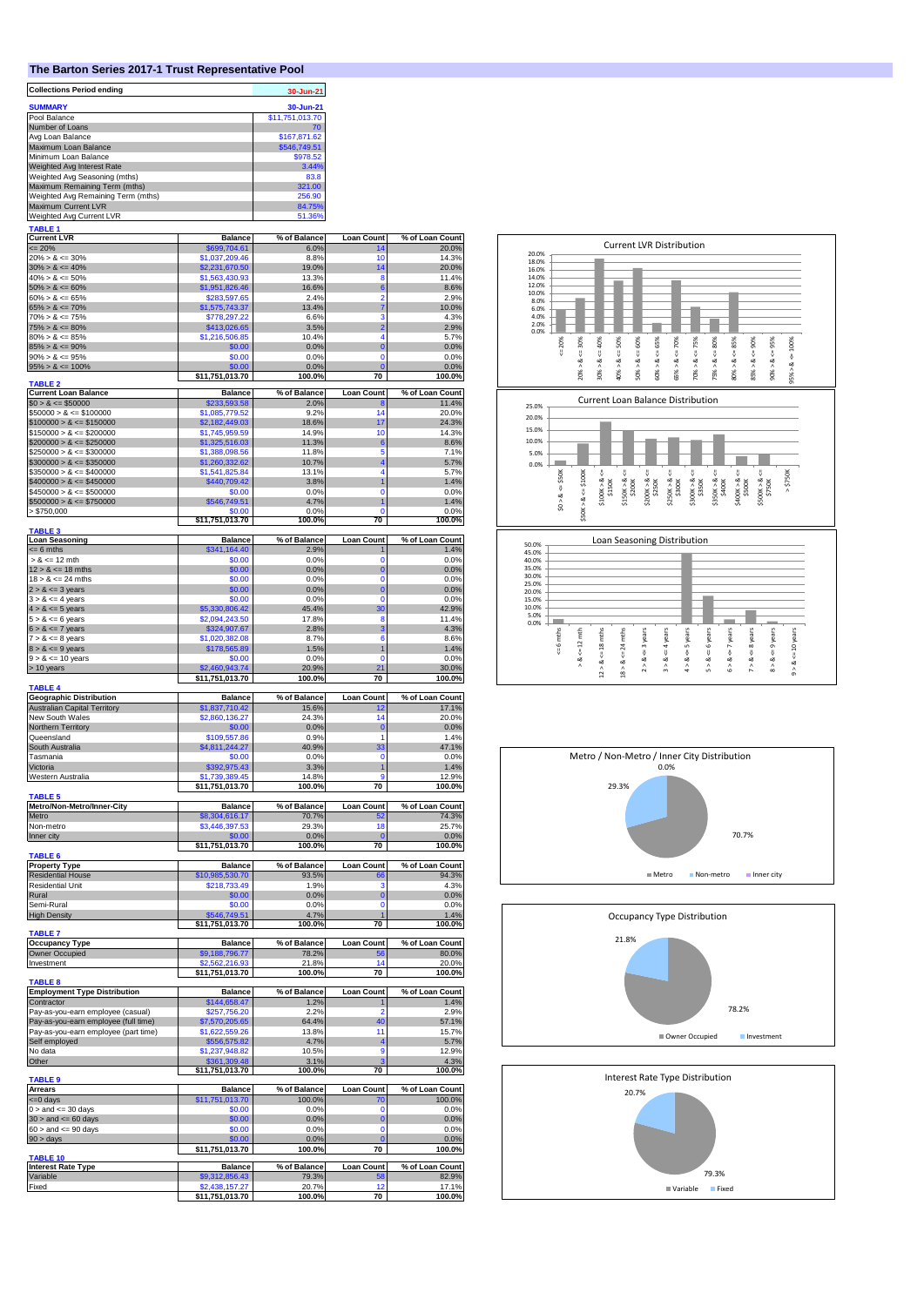# The Barton Series 2017-1 Trust Representative Pool

| Collections Period ending | 30-Jun-21 |
|---|---|

| SUMMARY | 30-Jun-21 |
|---|---|
| Pool Balance | $11,751,013.70 |
| Number of Loans | 70 |
| Avg Loan Balance | $167,871.62 |
| Maximum Loan Balance | $546,749.51 |
| Minimum Loan Balance | $978.52 |
| Weighted Avg Interest Rate | 3.44% |
| Weighted Avg Seasoning (mths) | 83.8 |
| Maximum Remaining Term (mths) | 321.00 |
| Weighted Avg Remaining Term (mths) | 256.90 |
| Maximum Current LVR | 84.75% |
| Weighted Avg Current LVR | 51.36% |

TABLE 1

| Current LVR | Balance | % of Balance | Loan Count | % of Loan Count |
|---|---|---|---|---|
| <= 20% | $699,704.61 | 6.0% | 14 | 20.0% |
| 20% > & <= 30% | $1,037,209.46 | 8.8% | 10 | 14.3% |
| 30% > & <= 40% | $2,231,670.50 | 19.0% | 14 | 20.0% |
| 40% > & <= 50% | $1,563,430.93 | 13.3% | 8 | 11.4% |
| 50% > & <= 60% | $1,951,826.46 | 16.6% | 6 | 8.6% |
| 60% > & <= 65% | $283,597.65 | 2.4% | 2 | 2.9% |
| 65% > & <= 70% | $1,575,743.37 | 13.4% | 7 | 10.0% |
| 70% > & <= 75% | $778,297.22 | 6.6% | 3 | 4.3% |
| 75% > & <= 80% | $413,026.65 | 3.5% | 2 | 2.9% |
| 80% > & <= 85% | $1,216,506.85 | 10.4% | 4 | 5.7% |
| 85% > & <= 90% | $0.00 | 0.0% | 0 | 0.0% |
| 90% > & <= 95% | $0.00 | 0.0% | 0 | 0.0% |
| 95% > & <= 100% | $0.00 | 0.0% | 0 | 0.0% |
| | $11,751,013.70 | 100.0% | 70 | 100.0% |

TABLE 2

| Current Loan Balance | Balance | % of Balance | Loan Count | % of Loan Count |
|---|---|---|---|---|
| $0 > & <= $50000 | $233,593.58 | 2.0% | 8 | 11.4% |
| $50000 > & <= $100000 | $1,085,779.52 | 9.2% | 14 | 20.0% |
| $100000 > & <= $150000 | $2,182,449.03 | 18.6% | 17 | 24.3% |
| $150000 > & <= $200000 | $1,745,959.59 | 14.9% | 10 | 14.3% |
| $200000 > & <= $250000 | $1,325,516.03 | 11.3% | 6 | 8.6% |
| $250000 > & <= $300000 | $1,388,098.56 | 11.8% | 5 | 7.1% |
| $300000 > & <= $350000 | $1,260,332.62 | 10.7% | 4 | 5.7% |
| $350000 > & <= $400000 | $1,541,825.84 | 13.1% | 4 | 5.7% |
| $400000 > & <= $450000 | $440,709.42 | 3.8% | 1 | 1.4% |
| $450000 > & <= $500000 | $0.00 | 0.0% | 0 | 0.0% |
| $500000 > & <= $750000 | $546,749.51 | 4.7% | 1 | 1.4% |
| > $750,000 | $0.00 | 0.0% | 0 | 0.0% |
| | $11,751,013.70 | 100.0% | 70 | 100.0% |

TABLE 3

| Loan Seasoning | Balance | % of Balance | Loan Count | % of Loan Count |
|---|---|---|---|---|
| <= 6 mths | $341,164.40 | 2.9% | 1 | 1.4% |
| > & <= 12 mth | $0.00 | 0.0% | 0 | 0.0% |
| 12 > & <= 18 mths | $0.00 | 0.0% | 0 | 0.0% |
| 18 > & <= 24 mths | $0.00 | 0.0% | 0 | 0.0% |
| 2 > & <= 3 years | $0.00 | 0.0% | 0 | 0.0% |
| 3 > & <= 4 years | $0.00 | 0.0% | 0 | 0.0% |
| 4 > & <= 5 years | $5,330,806.42 | 45.4% | 30 | 42.9% |
| 5 > & <= 6 years | $2,094,243.50 | 17.8% | 8 | 11.4% |
| 6 > & <= 7 years | $324,907.67 | 2.8% | 3 | 4.3% |
| 7 > & <= 8 years | $1,020,382.08 | 8.7% | 6 | 8.6% |
| 8 > & <= 9 years | $178,565.89 | 1.5% | 1 | 1.4% |
| 9 > & <= 10 years | $0.00 | 0.0% | 0 | 0.0% |
| > 10 years | $2,460,943.74 | 20.9% | 21 | 30.0% |
| | $11,751,013.70 | 100.0% | 70 | 100.0% |

TABLE 4

| Geographic Distribution | Balance | % of Balance | Loan Count | % of Loan Count |
|---|---|---|---|---|
| Australian Capital Territory | $1,837,710.42 | 15.6% | 12 | 17.1% |
| New South Wales | $2,860,136.27 | 24.3% | 14 | 20.0% |
| Northern Territory | $0.00 | 0.0% | 0 | 0.0% |
| Queensland | $109,557.86 | 0.9% | 1 | 1.4% |
| South Australia | $4,811,244.27 | 40.9% | 33 | 47.1% |
| Tasmania | $0.00 | 0.0% | 0 | 0.0% |
| Victoria | $392,975.43 | 3.3% | 1 | 1.4% |
| Western Australia | $1,739,389.45 | 14.8% | 9 | 12.9% |
| | $11,751,013.70 | 100.0% | 70 | 100.0% |

TABLE 5

| Metro/Non-Metro/Inner-City | Balance | % of Balance | Loan Count | % of Loan Count |
|---|---|---|---|---|
| Metro | $8,304,616.17 | 70.7% | 52 | 74.3% |
| Non-metro | $3,446,397.53 | 29.3% | 18 | 25.7% |
| Inner city | $0.00 | 0.0% | 0 | 0.0% |
| | $11,751,013.70 | 100.0% | 70 | 100.0% |

TABLE 6

| Property Type | Balance | % of Balance | Loan Count | % of Loan Count |
|---|---|---|---|---|
| Residential House | $10,985,530.70 | 93.5% | 66 | 94.3% |
| Residential Unit | $218,733.49 | 1.9% | 3 | 4.3% |
| Rural | $0.00 | 0.0% | 0 | 0.0% |
| Semi-Rural | $0.00 | 0.0% | 0 | 0.0% |
| High Density | $546,749.51 | 4.7% | 1 | 1.4% |
| | $11,751,013.70 | 100.0% | 70 | 100.0% |

TABLE 7

| Occupancy Type | Balance | % of Balance | Loan Count | % of Loan Count |
|---|---|---|---|---|
| Owner Occupied | $9,188,796.77 | 78.2% | 56 | 80.0% |
| Investment | $2,562,216.93 | 21.8% | 14 | 20.0% |
| | $11,751,013.70 | 100.0% | 70 | 100.0% |

TABLE 8

| Employment Type Distribution | Balance | % of Balance | Loan Count | % of Loan Count |
|---|---|---|---|---|
| Contractor | $144,658.47 | 1.2% | 1 | 1.4% |
| Pay-as-you-earn employee (casual) | $257,756.20 | 2.2% | 2 | 2.9% |
| Pay-as-you-earn employee (full time) | $7,570,205.65 | 64.4% | 40 | 57.1% |
| Pay-as-you-earn employee (part time) | $1,622,559.26 | 13.8% | 11 | 15.7% |
| Self employed | $556,575.82 | 4.7% | 4 | 5.7% |
| No data | $1,237,948.82 | 10.5% | 9 | 12.9% |
| Other | $361,309.48 | 3.1% | 3 | 4.3% |
| | $11,751,013.70 | 100.0% | 70 | 100.0% |

TABLE 9

| Arrears | Balance | % of Balance | Loan Count | % of Loan Count |
|---|---|---|---|---|
| <=0 days | $11,751,013.70 | 100.0% | 70 | 100.0% |
| 0 > and <= 30 days | $0.00 | 0.0% | 0 | 0.0% |
| 30 > and <= 60 days | $0.00 | 0.0% | 0 | 0.0% |
| 60 > and <= 90 days | $0.00 | 0.0% | 0 | 0.0% |
| 90 > days | $0.00 | 0.0% | 0 | 0.0% |
| | $11,751,013.70 | 100.0% | 70 | 100.0% |

TABLE 10

| Interest Rate Type | Balance | % of Balance | Loan Count | % of Loan Count |
|---|---|---|---|---|
| Variable | $9,312,856.43 | 79.3% | 58 | 82.9% |
| Fixed | $2,438,157.27 | 20.7% | 12 | 17.1% |
| | $11,751,013.70 | 100.0% | 70 | 100.0% |

Current LVR Distribution

20.0% 18.0% 16.0% 14.0% 12.0% 10.0% 8.0% 6.0% 4.0% 2.0% 0.0%

<= 20% | 20% > & <= 30% | 30% > & <= 40% | 40% > & <= 50% | 50% > & <= 60% | 60% > & <= 65% | 65% > & <= 70% | 70% > & <= 75% | 75% > & <= 80% | 80% > & <= 85% | 85% > & <= 90% | 90% > & <= 95% | 95% > & <= 100%

Current Loan Balance Distribution

25.0% 20.0% 15.0% 10.0% 5.0% 0.0%

$0 > & <= $50K | $50K > & <= $100K | $100K > & <= $150K | $150K > & <= $200K | $200K > & <= $250K | $250K > & <= $300K | $300K > & <= $350K | $350K > & <= $400K | $400K > & <= $500K | $500K > & <= $750K | > $750K

Loan Seasoning Distribution

50.0% 45.0% 40.0% 35.0% 30.0% 25.0% 20.0% 15.0% 10.0% 5.0% 0.0%

<= 6 mths | > & <= 12 mth | 12 > & <= 18 mths | 18 > & <= 24 mths | 2 > & <= 3 years | 3 > & <= 4 years | 4 > & <= 5 years | 5 > & <= 6 years | 6 > & <= 7 years | 7 > & <= 8 years | 8 > & <= 9 years | 9 > & <= 10 years

Metro / Non-Metro / Inner City Distribution

0.0%
29.3%
70.7%

Metro | Non-metro | Inner city

Occupancy Type Distribution

21.8%
78.2%

Owner Occupied | Investment

Interest Rate Type Distribution

20.7%
79.3%

Variable | Fixed